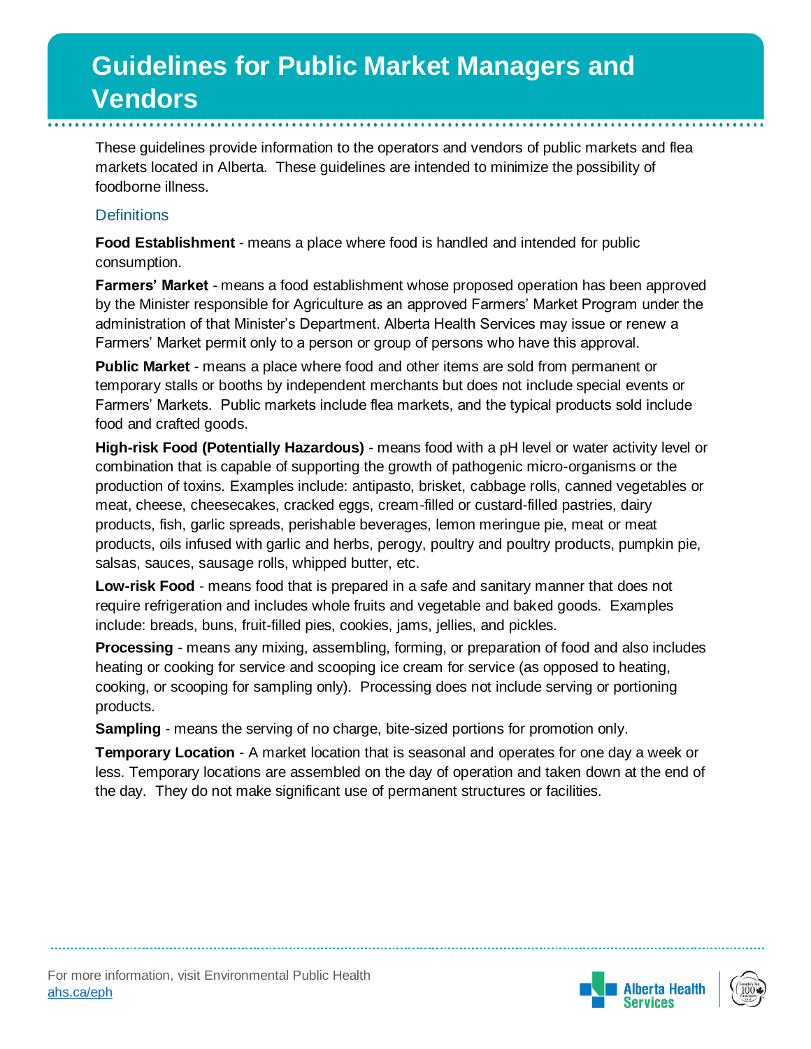# Guidelines for Public Market Managers and Vendors

These guidelines provide information to the operators and vendors of public markets and flea markets located in Alberta. These guidelines are intended to minimize the possibility of foodborne illness.

## Definitions

**Food Establishment** - means a place where food is handled and intended for public consumption.

**Farmers' Market** - means a food establishment whose proposed operation has been approved by the Minister responsible for Agriculture as an approved Farmers' Market Program under the administration of that Minister's Department. Alberta Health Services may issue or renew a Farmers' Market permit only to a person or group of persons who have this approval.

**Public Market** - means a place where food and other items are sold from permanent or temporary stalls or booths by independent merchants but does not include special events or Farmers' Markets. Public markets include flea markets, and the typical products sold include food and crafted goods.

**High-risk Food (Potentially Hazardous)** - means food with a pH level or water activity level or combination that is capable of supporting the growth of pathogenic micro-organisms or the production of toxins. Examples include: antipasto, brisket, cabbage rolls, canned vegetables or meat, cheese, cheesecakes, cracked eggs, cream-filled or custard-filled pastries, dairy products, fish, garlic spreads, perishable beverages, lemon meringue pie, meat or meat products, oils infused with garlic and herbs, perogy, poultry and poultry products, pumpkin pie, salsas, sauces, sausage rolls, whipped butter, etc.

**Low-risk Food** - means food that is prepared in a safe and sanitary manner that does not require refrigeration and includes whole fruits and vegetable and baked goods. Examples include: breads, buns, fruit-filled pies, cookies, jams, jellies, and pickles.

**Processing** - means any mixing, assembling, forming, or preparation of food and also includes heating or cooking for service and scooping ice cream for service (as opposed to heating, cooking, or scooping for sampling only). Processing does not include serving or portioning products.

**Sampling** - means the serving of no charge, bite-sized portions for promotion only.

**Temporary Location** - A market location that is seasonal and operates for one day a week or less. Temporary locations are assembled on the day of operation and taken down at the end of the day. They do not make significant use of permanent structures or facilities.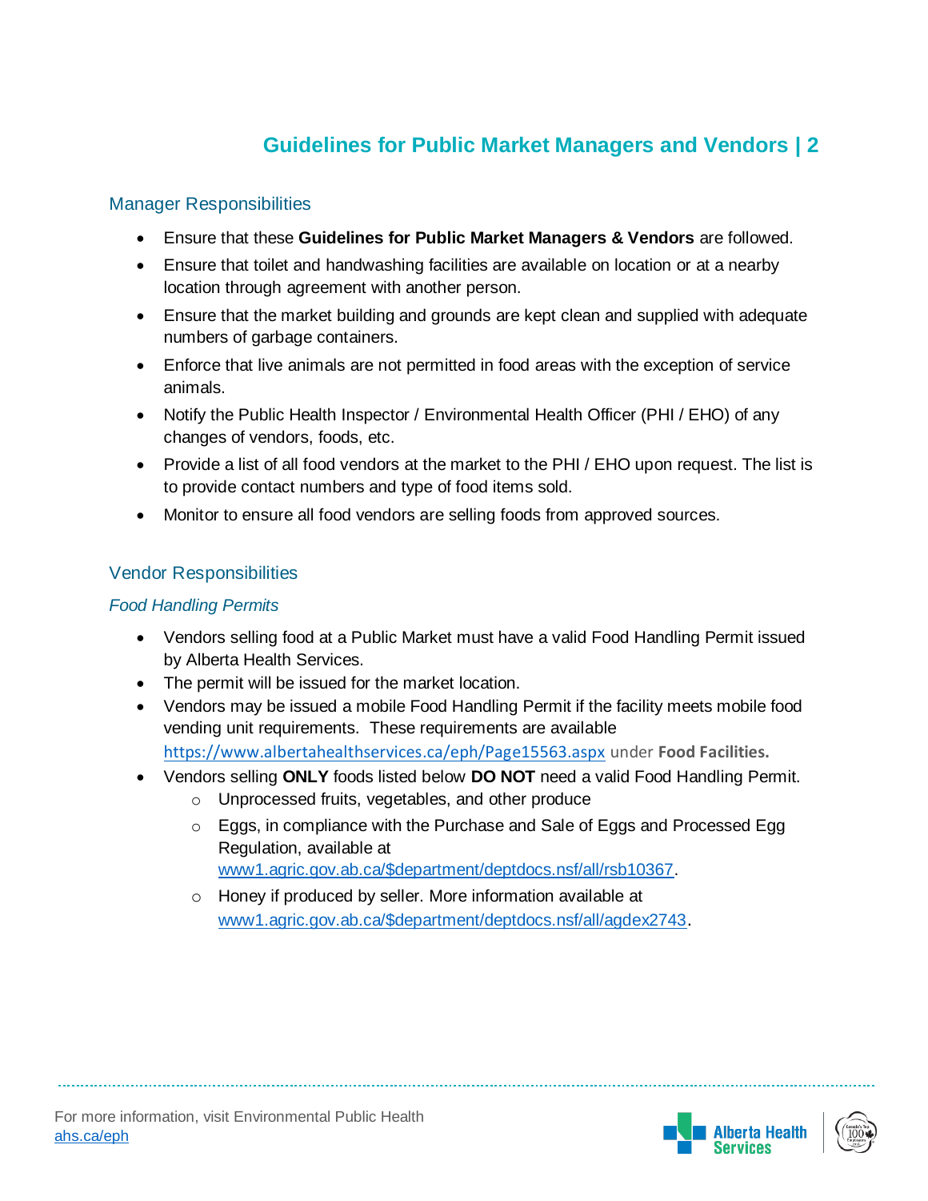## Manager Responsibilities

- Ensure that these **Guidelines for Public Market Managers & Vendors** are followed.
- Ensure that toilet and handwashing facilities are available on location or at a nearby location through agreement with another person.
- Ensure that the market building and grounds are kept clean and supplied with adequate numbers of garbage containers.
- Enforce that live animals are not permitted in food areas with the exception of service animals.
- Notify the Public Health Inspector / Environmental Health Officer (PHI / EHO) of any changes of vendors, foods, etc.
- Provide a list of all food vendors at the market to the PHI / EHO upon request. The list is to provide contact numbers and type of food items sold.
- Monitor to ensure all food vendors are selling foods from approved sources.

## Vendor Responsibilities

### *Food Handling Permits*

- Vendors selling food at a Public Market must have a valid Food Handling Permit issued by Alberta Health Services.
- The permit will be issued for the market location.
- Vendors may be issued a mobile Food Handling Permit if the facility meets mobile food vending unit requirements. These requirements are available https://www.albertahealthservices.ca/eph/Page15563.aspx under **Food Facilities.**
- Vendors selling **ONLY** foods listed below **DO NOT** need a valid Food Handling Permit.
  - Unprocessed fruits, vegetables, and other produce
  - Eggs, in compliance with the Purchase and Sale of Eggs and Processed Egg Regulation, available at www1.agric.gov.ab.ca/$department/deptdocs.nsf/all/rsb10367.
  - Honey if produced by seller. More information available at www1.agric.gov.ab.ca/$department/deptdocs.nsf/all/agdex2743.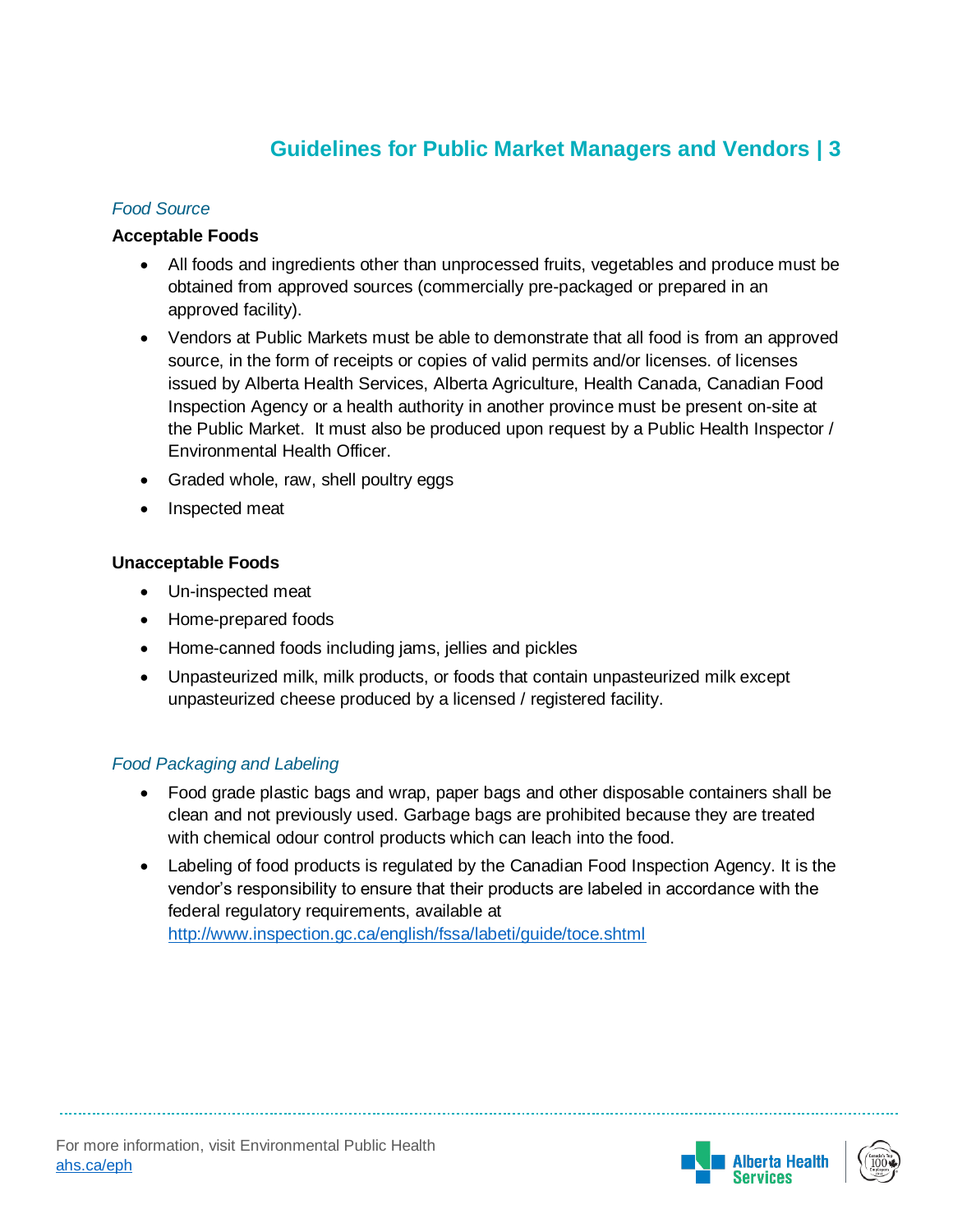*Food Source*

**Acceptable Foods**

- All foods and ingredients other than unprocessed fruits, vegetables and produce must be obtained from approved sources (commercially pre-packaged or prepared in an approved facility).
- Vendors at Public Markets must be able to demonstrate that all food is from an approved source, in the form of receipts or copies of valid permits and/or licenses. of licenses issued by Alberta Health Services, Alberta Agriculture, Health Canada, Canadian Food Inspection Agency or a health authority in another province must be present on-site at the Public Market. It must also be produced upon request by a Public Health Inspector / Environmental Health Officer.
- Graded whole, raw, shell poultry eggs
- Inspected meat

**Unacceptable Foods**

- Un-inspected meat
- Home-prepared foods
- Home-canned foods including jams, jellies and pickles
- Unpasteurized milk, milk products, or foods that contain unpasteurized milk except unpasteurized cheese produced by a licensed / registered facility.

*Food Packaging and Labeling*

- Food grade plastic bags and wrap, paper bags and other disposable containers shall be clean and not previously used. Garbage bags are prohibited because they are treated with chemical odour control products which can leach into the food.
- Labeling of food products is regulated by the Canadian Food Inspection Agency. It is the vendor's responsibility to ensure that their products are labeled in accordance with the federal regulatory requirements, available at http://www.inspection.gc.ca/english/fssa/labeti/guide/toce.shtml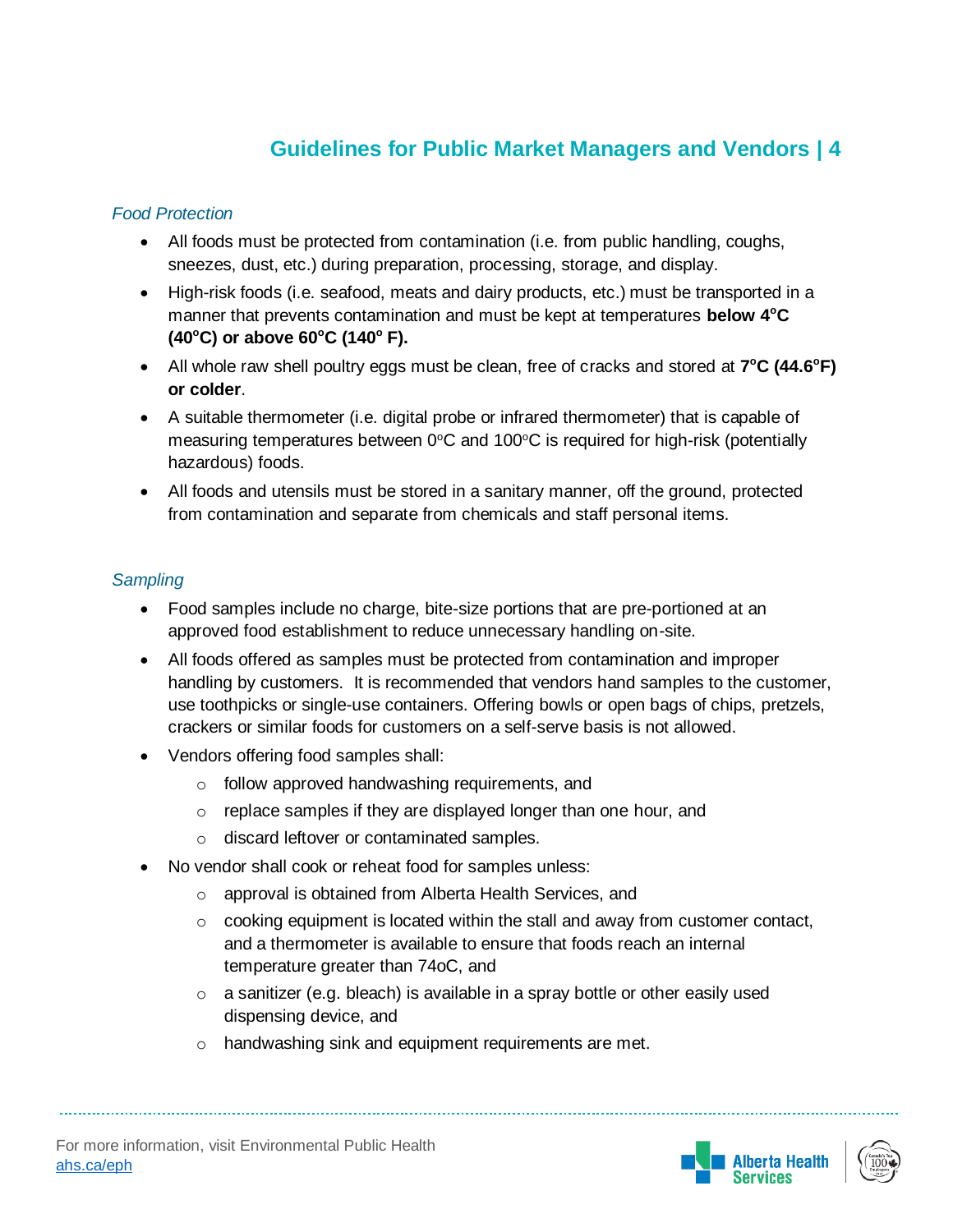*Food Protection*

- All foods must be protected from contamination (i.e. from public handling, coughs, sneezes, dust, etc.) during preparation, processing, storage, and display.
- High-risk foods (i.e. seafood, meats and dairy products, etc.) must be transported in a manner that prevents contamination and must be kept at temperatures **below 4°C (40°C) or above 60°C (140° F).**
- All whole raw shell poultry eggs must be clean, free of cracks and stored at **7°C (44.6°F) or colder**.
- A suitable thermometer (i.e. digital probe or infrared thermometer) that is capable of measuring temperatures between 0°C and 100°C is required for high-risk (potentially hazardous) foods.
- All foods and utensils must be stored in a sanitary manner, off the ground, protected from contamination and separate from chemicals and staff personal items.

*Sampling*

- Food samples include no charge, bite-size portions that are pre-portioned at an approved food establishment to reduce unnecessary handling on-site.
- All foods offered as samples must be protected from contamination and improper handling by customers. It is recommended that vendors hand samples to the customer, use toothpicks or single-use containers. Offering bowls or open bags of chips, pretzels, crackers or similar foods for customers on a self-serve basis is not allowed.
- Vendors offering food samples shall:
  - follow approved handwashing requirements, and
  - replace samples if they are displayed longer than one hour, and
  - discard leftover or contaminated samples.
- No vendor shall cook or reheat food for samples unless:
  - approval is obtained from Alberta Health Services, and
  - cooking equipment is located within the stall and away from customer contact, and a thermometer is available to ensure that foods reach an internal temperature greater than 74oC, and
  - a sanitizer (e.g. bleach) is available in a spray bottle or other easily used dispensing device, and
  - handwashing sink and equipment requirements are met.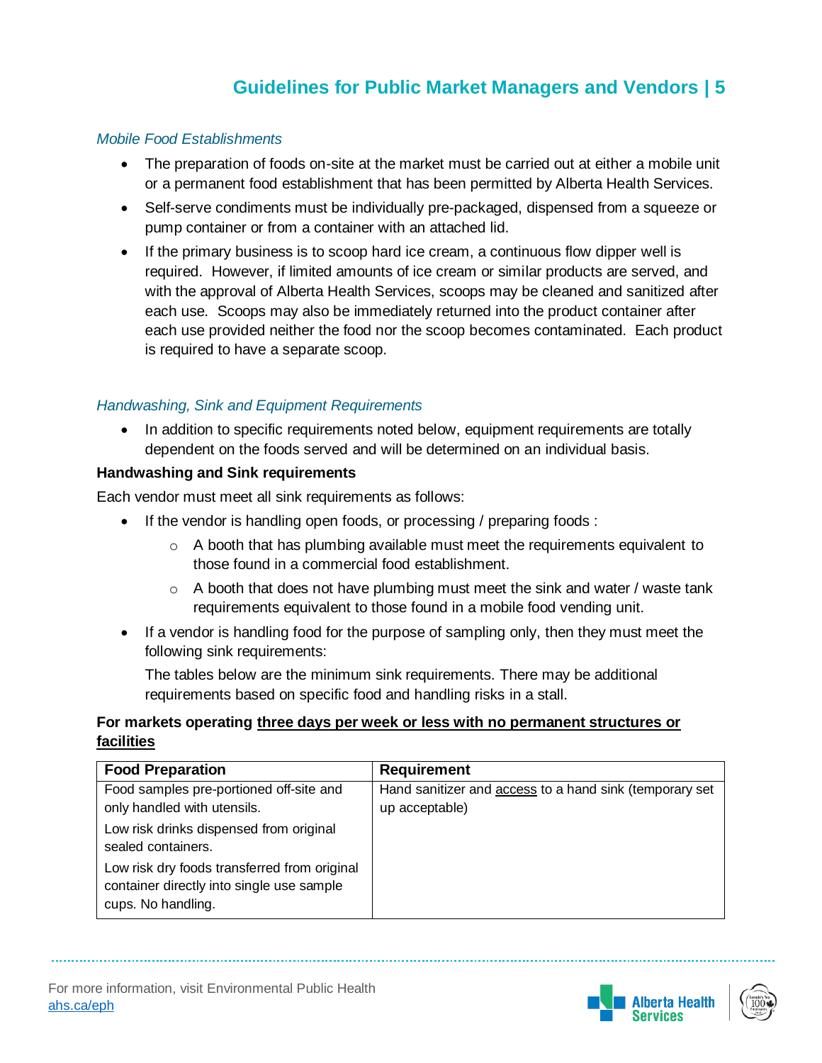*Mobile Food Establishments*

- The preparation of foods on-site at the market must be carried out at either a mobile unit or a permanent food establishment that has been permitted by Alberta Health Services.
- Self-serve condiments must be individually pre-packaged, dispensed from a squeeze or pump container or from a container with an attached lid.
- If the primary business is to scoop hard ice cream, a continuous flow dipper well is required. However, if limited amounts of ice cream or similar products are served, and with the approval of Alberta Health Services, scoops may be cleaned and sanitized after each use. Scoops may also be immediately returned into the product container after each use provided neither the food nor the scoop becomes contaminated. Each product is required to have a separate scoop.

*Handwashing, Sink and Equipment Requirements*

- In addition to specific requirements noted below, equipment requirements are totally dependent on the foods served and will be determined on an individual basis.

**Handwashing and Sink requirements**

Each vendor must meet all sink requirements as follows:

- If the vendor is handling open foods, or processing / preparing foods :
  - A booth that has plumbing available must meet the requirements equivalent to those found in a commercial food establishment.
  - A booth that does not have plumbing must meet the sink and water / waste tank requirements equivalent to those found in a mobile food vending unit.
- If a vendor is handling food for the purpose of sampling only, then they must meet the following sink requirements:

  The tables below are the minimum sink requirements. There may be additional requirements based on specific food and handling risks in a stall.

**For markets operating <u>three days per week or less with no permanent structures or facilities</u>**

| Food Preparation | Requirement |
| --- | --- |
| Food samples pre-portioned off-site and only handled with utensils.<br>Low risk drinks dispensed from original sealed containers.<br>Low risk dry foods transferred from original container directly into single use sample cups. No handling. | Hand sanitizer and <u>access</u> to a hand sink (temporary set up acceptable) |

For more information, visit Environmental Public Health
ahs.ca/eph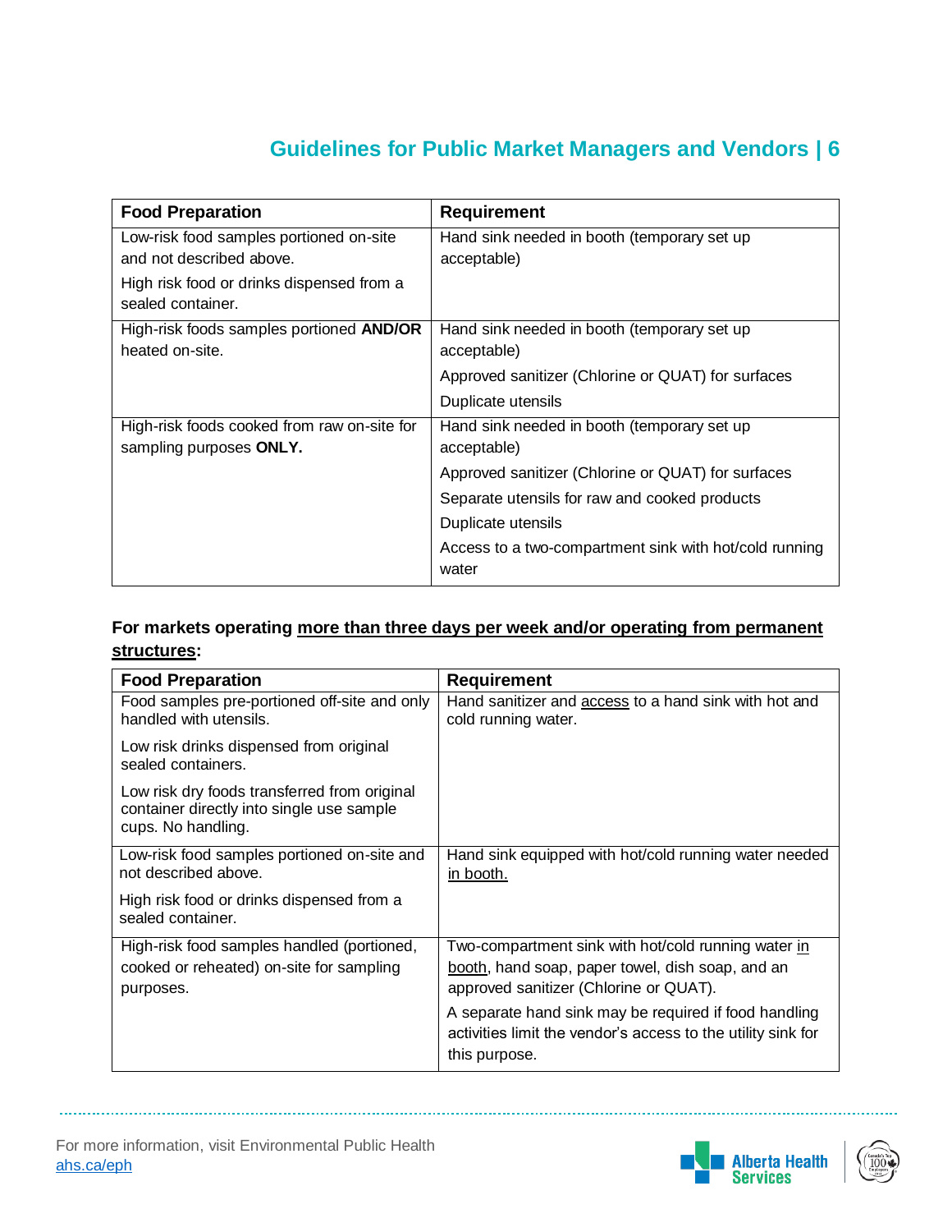| Food Preparation | Requirement |
| --- | --- |
| Low-risk food samples portioned on-site and not described above.<br>High risk food or drinks dispensed from a sealed container. | Hand sink needed in booth (temporary set up acceptable) |
| High-risk foods samples portioned **AND/OR** heated on-site. | Hand sink needed in booth (temporary set up acceptable)<br>Approved sanitizer (Chlorine or QUAT) for surfaces<br>Duplicate utensils |
| High-risk foods cooked from raw on-site for sampling purposes **ONLY.** | Hand sink needed in booth (temporary set up acceptable)<br>Approved sanitizer (Chlorine or QUAT) for surfaces<br>Separate utensils for raw and cooked products<br>Duplicate utensils<br>Access to a two-compartment sink with hot/cold running water |

**For markets operating more than three days per week and/or operating from permanent structures:**

| Food Preparation | Requirement |
| --- | --- |
| Food samples pre-portioned off-site and only handled with utensils.<br>Low risk drinks dispensed from original sealed containers.<br>Low risk dry foods transferred from original container directly into single use sample cups. No handling. | Hand sanitizer and access to a hand sink with hot and cold running water. |
| Low-risk food samples portioned on-site and not described above.<br>High risk food or drinks dispensed from a sealed container. | Hand sink equipped with hot/cold running water needed in booth. |
| High-risk food samples handled (portioned, cooked or reheated) on-site for sampling purposes. | Two-compartment sink with hot/cold running water in booth, hand soap, paper towel, dish soap, and an approved sanitizer (Chlorine or QUAT).<br>A separate hand sink may be required if food handling activities limit the vendor's access to the utility sink for this purpose. |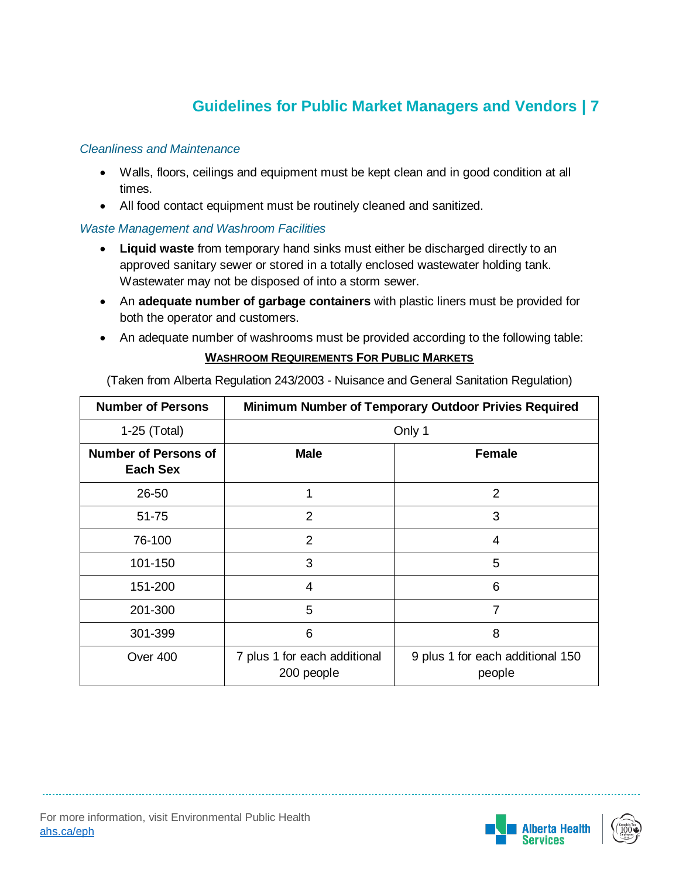*Cleanliness and Maintenance*

- Walls, floors, ceilings and equipment must be kept clean and in good condition at all times.
- All food contact equipment must be routinely cleaned and sanitized.

*Waste Management and Washroom Facilities*

- **Liquid waste** from temporary hand sinks must either be discharged directly to an approved sanitary sewer or stored in a totally enclosed wastewater holding tank. Wastewater may not be disposed of into a storm sewer.
- An **adequate number of garbage containers** with plastic liners must be provided for both the operator and customers.
- An adequate number of washrooms must be provided according to the following table:

**WASHROOM REQUIREMENTS FOR PUBLIC MARKETS**

(Taken from Alberta Regulation 243/2003 - Nuisance and General Sanitation Regulation)

| Number of Persons | Minimum Number of Temporary Outdoor Privies Required | |
|---|---|---|
| 1-25 (Total) | Only 1 | |
| **Number of Persons of Each Sex** | **Male** | **Female** |
| 26-50 | 1 | 2 |
| 51-75 | 2 | 3 |
| 76-100 | 2 | 4 |
| 101-150 | 3 | 5 |
| 151-200 | 4 | 6 |
| 201-300 | 5 | 7 |
| 301-399 | 6 | 8 |
| Over 400 | 7 plus 1 for each additional 200 people | 9 plus 1 for each additional 150 people |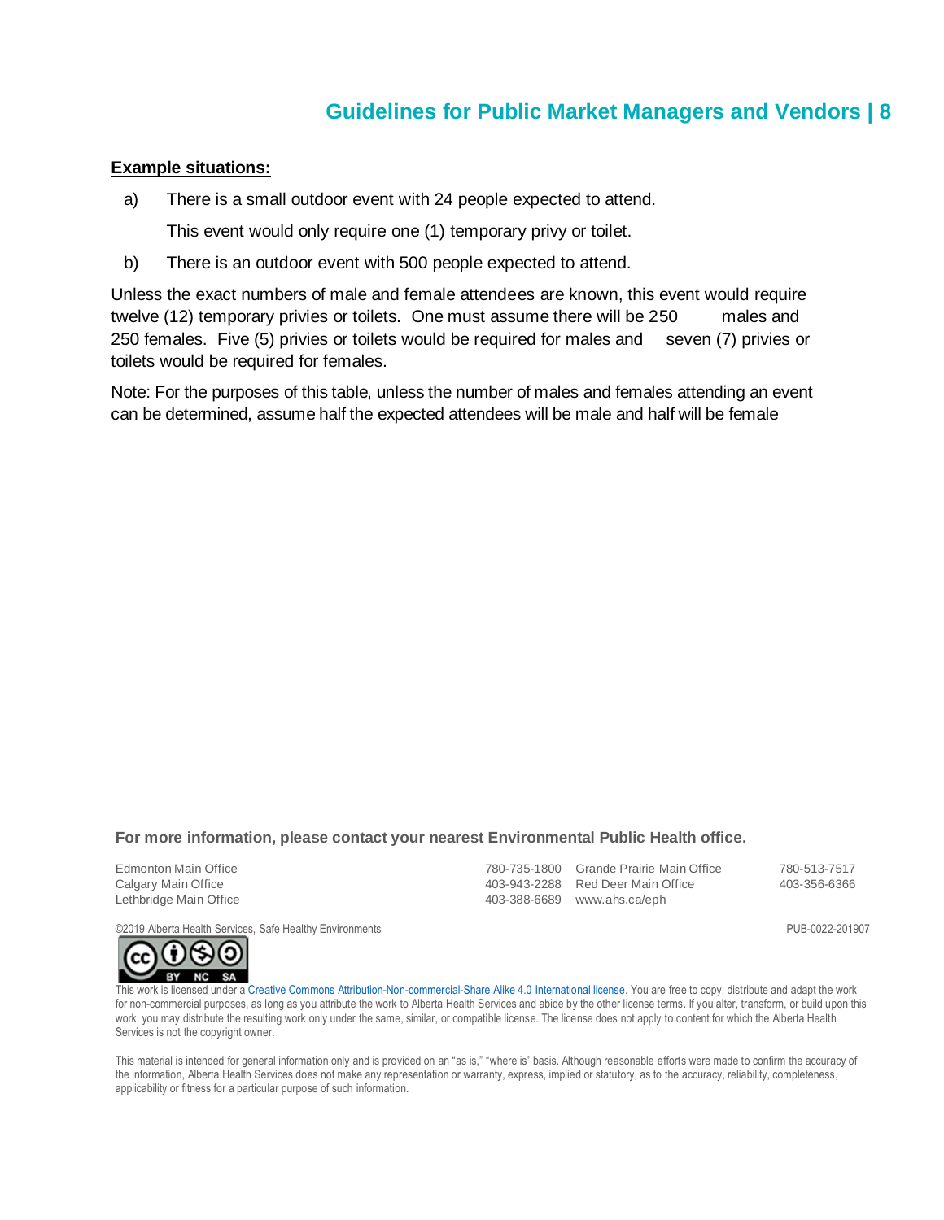**Example situations:**

a) There is a small outdoor event with 24 people expected to attend.

   This event would only require one (1) temporary privy or toilet.

b) There is an outdoor event with 500 people expected to attend.

Unless the exact numbers of male and female attendees are known, this event would require twelve (12) temporary privies or toilets. One must assume there will be 250 males and 250 females. Five (5) privies or toilets would be required for males and seven (7) privies or toilets would be required for females.

Note: For the purposes of this table, unless the number of males and females attending an event can be determined, assume half the expected attendees will be male and half will be female

**For more information, please contact your nearest Environmental Public Health office.**

| | | | |
|---|---|---|---|
| Edmonton Main Office | 780-735-1800 | Grande Prairie Main Office | 780-513-7517 |
| Calgary Main Office | 403-943-2288 | Red Deer Main Office | 403-356-6366 |
| Lethbridge Main Office | 403-388-6689 | www.ahs.ca/eph | |

©2019 Alberta Health Services, Safe Healthy Environments

PUB-0022-201907

This work is licensed under a Creative Commons Attribution-Non-commercial-Share Alike 4.0 International license. You are free to copy, distribute and adapt the work for non-commercial purposes, as long as you attribute the work to Alberta Health Services and abide by the other license terms. If you alter, transform, or build upon this work, you may distribute the resulting work only under the same, similar, or compatible license. The license does not apply to content for which the Alberta Health Services is not the copyright owner.

This material is intended for general information only and is provided on an "as is," "where is" basis. Although reasonable efforts were made to confirm the accuracy of the information, Alberta Health Services does not make any representation or warranty, express, implied or statutory, as to the accuracy, reliability, completeness, applicability or fitness for a particular purpose of such information.